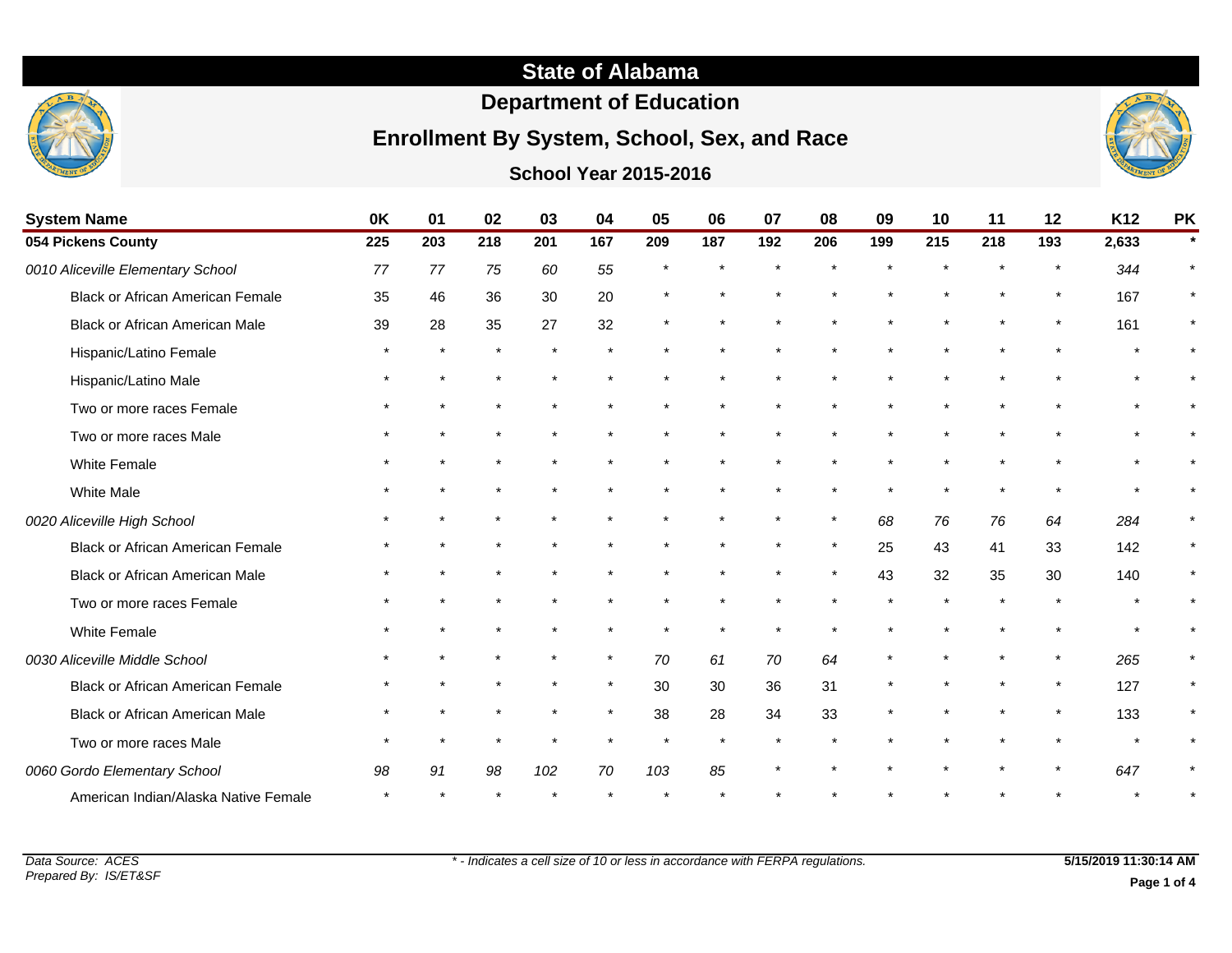# State of Alabama

## Department of Education

## Enrollment By System, School, Sex, and Race

### School Year 2015-2016

| System Name | 0K | 01 | 02 | 03 | 04 | 05 | 06 | 07 | 08 | 09 | 10 | 11 | 12 | K12 | PK |
|---|---|---|---|---|---|---|---|---|---|---|---|---|---|---|---|
| **054 Pickens County** | **225** | **203** | **218** | **201** | **167** | **209** | **187** | **192** | **206** | **199** | **215** | **218** | **193** | **2,633** | * |
| *0010 Aliceville Elementary School* | *77* | *77* | *75* | *60* | *55* | * | * | * | * | * | * | * | * | *344* | * |
| Black or African American Female | 35 | 46 | 36 | 30 | 20 | * | * | * | * | * | * | * | * | 167 | * |
| Black or African American Male | 39 | 28 | 35 | 27 | 32 | * | * | * | * | * | * | * | * | 161 | * |
| Hispanic/Latino Female | * | * | * | * | * | * | * | * | * | * | * | * | * | * | * |
| Hispanic/Latino Male | * | * | * | * | * | * | * | * | * | * | * | * | * | * | * |
| Two or more races Female | * | * | * | * | * | * | * | * | * | * | * | * | * | * | * |
| Two or more races Male | * | * | * | * | * | * | * | * | * | * | * | * | * | * | * |
| White Female | * | * | * | * | * | * | * | * | * | * | * | * | * | * | * |
| White Male | * | * | * | * | * | * | * | * | * | * | * | * | * | * | * |
| *0020 Aliceville High School* | * | * | * | * | * | * | * | * | * | *68* | *76* | *76* | *64* | *284* | * |
| Black or African American Female | * | * | * | * | * | * | * | * | * | 25 | 43 | 41 | 33 | 142 | * |
| Black or African American Male | * | * | * | * | * | * | * | * | * | 43 | 32 | 35 | 30 | 140 | * |
| Two or more races Female | * | * | * | * | * | * | * | * | * | * | * | * | * | * | * |
| White Female | * | * | * | * | * | * | * | * | * | * | * | * | * | * | * |
| *0030 Aliceville Middle School* | * | * | * | * | * | *70* | *61* | *70* | *64* | * | * | * | * | *265* | * |
| Black or African American Female | * | * | * | * | * | 30 | 30 | 36 | 31 | * | * | * | * | 127 | * |
| Black or African American Male | * | * | * | * | * | 38 | 28 | 34 | 33 | * | * | * | * | 133 | * |
| Two or more races Male | * | * | * | * | * | * | * | * | * | * | * | * | * | * | * |
| *0060 Gordo Elementary School* | *98* | *91* | *98* | *102* | *70* | *103* | *85* | * | * | * | * | * | * | *647* | * |
| American Indian/Alaska Native Female | * | * | * | * | * | * | * | * | * | * | * | * | * | * | * |

*Data Source: ACES*
*Prepared By: IS/ET&SF*

*\* - Indicates a cell size of 10 or less in accordance with FERPA regulations.*

**5/15/2019 11:30:14 AM**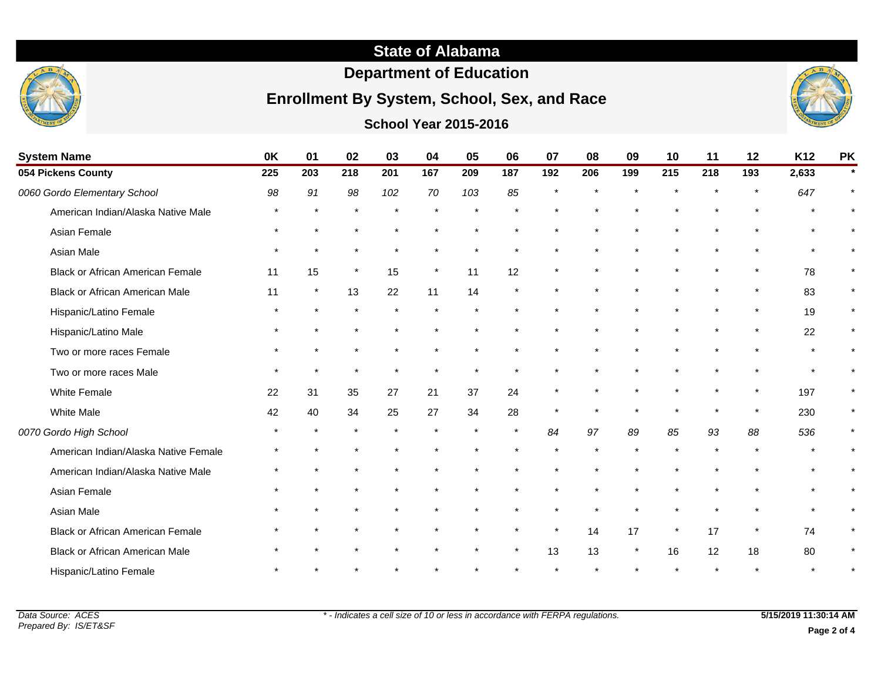# State of Alabama

## Department of Education

## Enrollment By System, School, Sex, and Race

### School Year 2015-2016

| System Name | 0K | 01 | 02 | 03 | 04 | 05 | 06 | 07 | 08 | 09 | 10 | 11 | 12 | K12 | PK |
|---|---|---|---|---|---|---|---|---|---|---|---|---|---|---|---|
| **054 Pickens County** | **225** | **203** | **218** | **201** | **167** | **209** | **187** | **192** | **206** | **199** | **215** | **218** | **193** | **2,633** | ***** |
| *0060 Gordo Elementary School* | *98* | *91* | *98* | *102* | *70* | *103* | *85* | * | * | * | * | * | * | *647* | * |
| American Indian/Alaska Native Male | * | * | * | * | * | * | * | * | * | * | * | * | * | * | * |
| Asian Female | * | * | * | * | * | * | * | * | * | * | * | * | * | * | * |
| Asian Male | * | * | * | * | * | * | * | * | * | * | * | * | * | * | * |
| Black or African American Female | 11 | 15 | * | 15 | * | 11 | 12 | * | * | * | * | * | * | 78 | * |
| Black or African American Male | 11 | * | 13 | 22 | 11 | 14 | * | * | * | * | * | * | * | 83 | * |
| Hispanic/Latino Female | * | * | * | * | * | * | * | * | * | * | * | * | * | 19 | * |
| Hispanic/Latino Male | * | * | * | * | * | * | * | * | * | * | * | * | * | 22 | * |
| Two or more races Female | * | * | * | * | * | * | * | * | * | * | * | * | * | * | * |
| Two or more races Male | * | * | * | * | * | * | * | * | * | * | * | * | * | * | * |
| White Female | 22 | 31 | 35 | 27 | 21 | 37 | 24 | * | * | * | * | * | * | 197 | * |
| White Male | 42 | 40 | 34 | 25 | 27 | 34 | 28 | * | * | * | * | * | * | 230 | * |
| *0070 Gordo High School* | * | * | * | * | * | * | * | *84* | *97* | *89* | *85* | *93* | *88* | *536* | * |
| American Indian/Alaska Native Female | * | * | * | * | * | * | * | * | * | * | * | * | * | * | * |
| American Indian/Alaska Native Male | * | * | * | * | * | * | * | * | * | * | * | * | * | * | * |
| Asian Female | * | * | * | * | * | * | * | * | * | * | * | * | * | * | * |
| Asian Male | * | * | * | * | * | * | * | * | * | * | * | * | * | * | * |
| Black or African American Female | * | * | * | * | * | * | * | * | 14 | 17 | * | 17 | * | 74 | * |
| Black or African American Male | * | * | * | * | * | * | * | 13 | 13 | * | 16 | 12 | 18 | 80 | * |
| Hispanic/Latino Female | * | * | * | * | * | * | * | * | * | * | * | * | * | * | * |

*Data Source: ACES*
*Prepared By: IS/ET&SF*

*\* - Indicates a cell size of 10 or less in accordance with FERPA regulations.*

**5/15/2019 11:30:14 AM**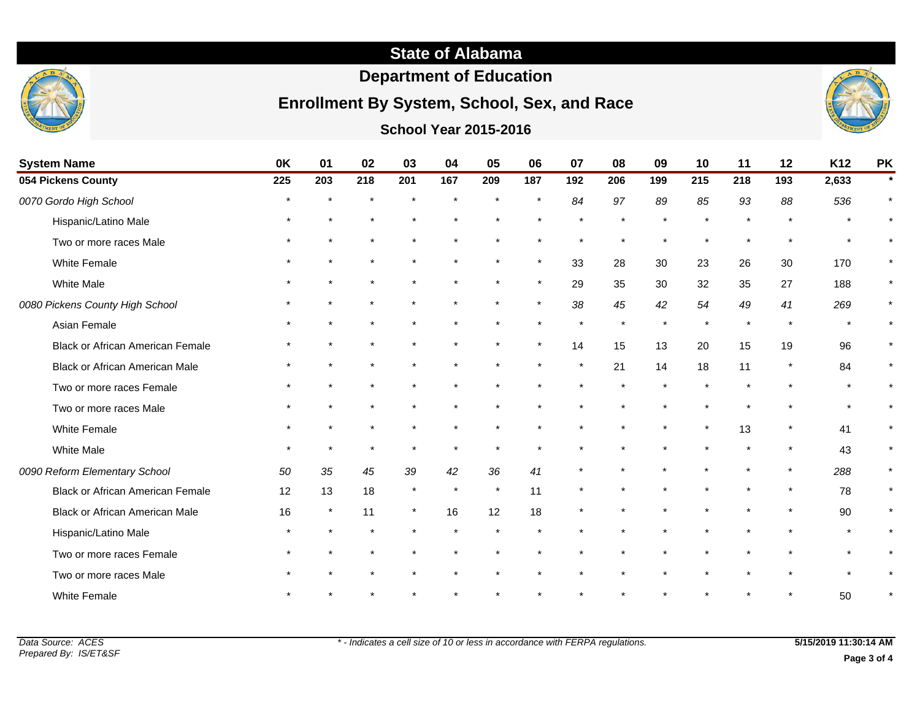# State of Alabama

## Department of Education

## Enrollment By System, School, Sex, and Race

### School Year 2015-2016

| System Name | 0K | 01 | 02 | 03 | 04 | 05 | 06 | 07 | 08 | 09 | 10 | 11 | 12 | K12 | PK |
|---|---|---|---|---|---|---|---|---|---|---|---|---|---|---|---|
| **054 Pickens County** | **225** | **203** | **218** | **201** | **167** | **209** | **187** | **192** | **206** | **199** | **215** | **218** | **193** | **2,633** | * |
| *0070 Gordo High School* | * | * | * | * | * | * | * | *84* | *97* | *89* | *85* | *93* | *88* | *536* | * |
| Hispanic/Latino Male | * | * | * | * | * | * | * | * | * | * | * | * | * | * | * |
| Two or more races Male | * | * | * | * | * | * | * | * | * | * | * | * | * | * | * |
| White Female | * | * | * | * | * | * | * | 33 | 28 | 30 | 23 | 26 | 30 | 170 | * |
| White Male | * | * | * | * | * | * | * | 29 | 35 | 30 | 32 | 35 | 27 | 188 | * |
| *0080 Pickens County High School* | * | * | * | * | * | * | * | *38* | *45* | *42* | *54* | *49* | *41* | *269* | * |
| Asian Female | * | * | * | * | * | * | * | * | * | * | * | * | * | * | * |
| Black or African American Female | * | * | * | * | * | * | * | 14 | 15 | 13 | 20 | 15 | 19 | 96 | * |
| Black or African American Male | * | * | * | * | * | * | * | * | 21 | 14 | 18 | 11 | * | 84 | * |
| Two or more races Female | * | * | * | * | * | * | * | * | * | * | * | * | * | * | * |
| Two or more races Male | * | * | * | * | * | * | * | * | * | * | * | * | * | * | * |
| White Female | * | * | * | * | * | * | * | * | * | * | * | 13 | * | 41 | * |
| White Male | * | * | * | * | * | * | * | * | * | * | * | * | * | 43 | * |
| *0090 Reform Elementary School* | *50* | *35* | *45* | *39* | *42* | *36* | *41* | * | * | * | * | * | * | *288* | * |
| Black or African American Female | 12 | 13 | 18 | * | * | * | 11 | * | * | * | * | * | * | 78 | * |
| Black or African American Male | 16 | * | 11 | * | 16 | 12 | 18 | * | * | * | * | * | * | 90 | * |
| Hispanic/Latino Male | * | * | * | * | * | * | * | * | * | * | * | * | * | * | * |
| Two or more races Female | * | * | * | * | * | * | * | * | * | * | * | * | * | * | * |
| Two or more races Male | * | * | * | * | * | * | * | * | * | * | * | * | * | * | * |
| White Female | * | * | * | * | * | * | * | * | * | * | * | * | * | 50 | * |

*Data Source: ACES*
*Prepared By: IS/ET&SF*

*\* - Indicates a cell size of 10 or less in accordance with FERPA regulations.*

**5/15/2019 11:30:14 AM**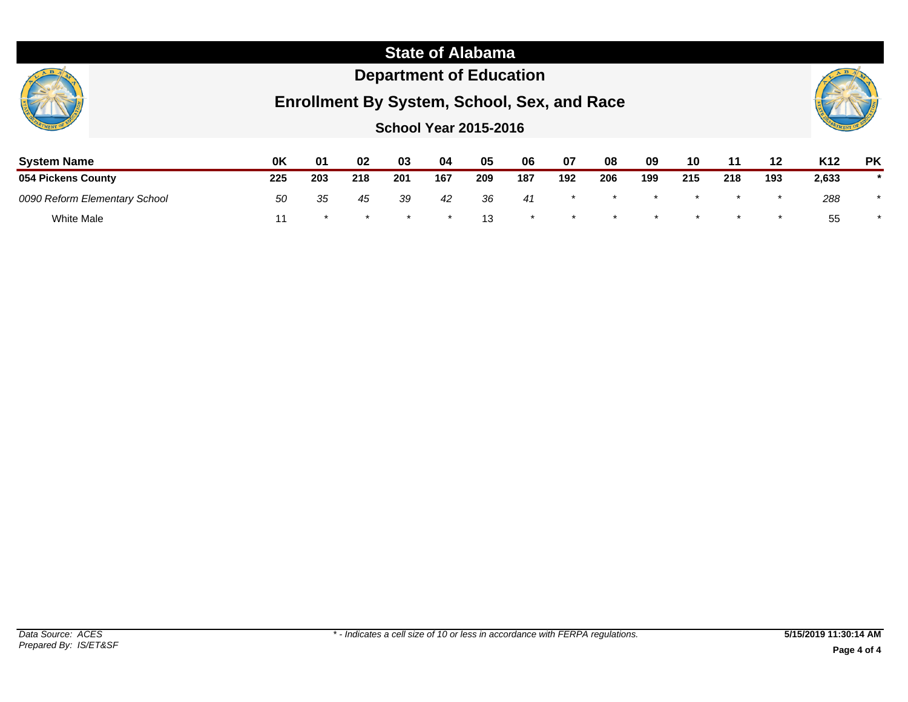# State of Alabama

## Department of Education

## Enrollment By System, School, Sex, and Race

### School Year 2015-2016

| System Name | 0K | 01 | 02 | 03 | 04 | 05 | 06 | 07 | 08 | 09 | 10 | 11 | 12 | K12 | PK |
|---|---|---|---|---|---|---|---|---|---|---|---|---|---|---|---|
| **054 Pickens County** | **225** | **203** | **218** | **201** | **167** | **209** | **187** | **192** | **206** | **199** | **215** | **218** | **193** | **2,633** | ***** |
| *0090 Reform Elementary School* | *50* | *35* | *45* | *39* | *42* | *36* | *41* | *\** | *\** | *\** | *\** | *\** | *\** | *288* | *\** |
| White Male | 11 | * | * | * | * | 13 | * | * | * | * | * | * | * | 55 | * |

*Data Source: ACES*
*Prepared By: IS/ET&SF*

*\* - Indicates a cell size of 10 or less in accordance with FERPA regulations.*

**5/15/2019 11:30:14 AM**